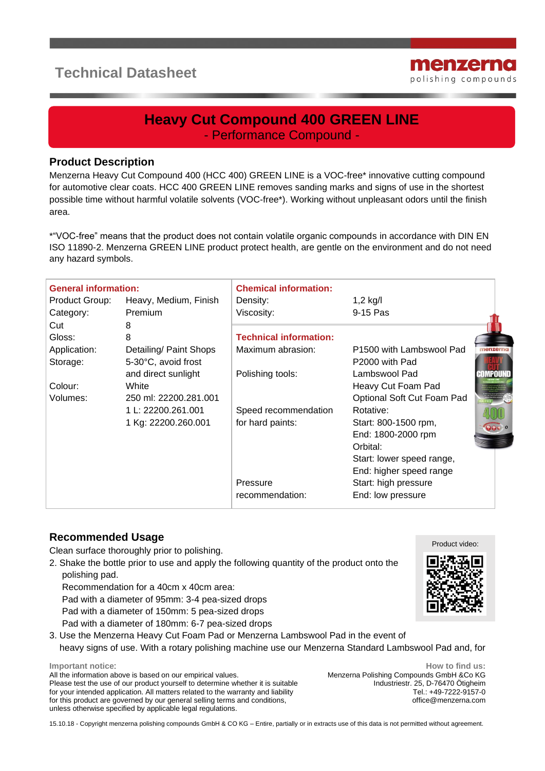# Technical Datasheet

menzerna
polishing compounds

## Heavy Cut Compound 400 GREEN LINE
- Performance Compound -

### Product Description

Menzerna Heavy Cut Compound 400 (HCC 400) GREEN LINE is a VOC-free* innovative cutting compound for automotive clear coats. HCC 400 GREEN LINE removes sanding marks and signs of use in the shortest possible time without harmful volatile solvents (VOC-free*). Working without unpleasant odors until the finish area.

*"VOC-free" means that the product does not contain volatile organic compounds in accordance with DIN EN ISO 11890-2. Menzerna GREEN LINE product protect health, are gentle on the environment and do not need any hazard symbols.

| **General information:** | | **Chemical information:** | |
|---|---|---|---|
| Product Group: | Heavy, Medium, Finish | Density: | 1,2 kg/l |
| Category: | Premium | Viscosity: | 9-15 Pas |
| Cut | 8 | | |
| Gloss: | 8 | **Technical information:** | |
| Application: | Detailing/ Paint Shops | Maximum abrasion: | P1500 with Lambswool Pad<br>P2000 with Pad |
| Storage: | 5-30°C, avoid frost and direct sunlight | Polishing tools: | Lambswool Pad<br>Heavy Cut Foam Pad<br>Optional Soft Cut Foam Pad |
| Colour: | White | | |
| Volumes: | 250 ml: 22200.281.001<br>1 L: 22200.261.001<br>1 Kg: 22200.260.001 | Speed recommendation for hard paints: | Rotative:<br>Start: 800-1500 rpm,<br>End: 1800-2000 rpm<br>Orbital:<br>Start: lower speed range,<br>End: higher speed range |
| | | Pressure recommendation: | Start: high pressure<br>End: low pressure |

### Recommended Usage

Product video:

Clean surface thoroughly prior to polishing.

2. Shake the bottle prior to use and apply the following quantity of the product onto the polishing pad.
   Recommendation for a 40cm x 40cm area:
   Pad with a diameter of 95mm: 3-4 pea-sized drops
   Pad with a diameter of 150mm: 5 pea-sized drops
   Pad with a diameter of 180mm: 6-7 pea-sized drops
3. Use the Menzerna Heavy Cut Foam Pad or Menzerna Lambswool Pad in the event of heavy signs of use. With a rotary polishing machine use our Menzerna Standard Lambswool Pad and, for

**Important notice:**
All the information above is based on our empirical values.
Please test the use of our product yourself to determine whether it is suitable for your intended application. All matters related to the warranty and liability for this product are governed by our general selling terms and conditions, unless otherwise specified by applicable legal regulations.

**How to find us:**
Menzerna Polishing Compounds GmbH &Co KG
Industriestr. 25, D-76470 Ötigheim
Tel.: +49-7222-9157-0
office@menzerna.com

15.10.18 - Copyright menzerna polishing compounds GmbH & CO KG – Entire, partially or in extracts use of this data is not permitted without agreement.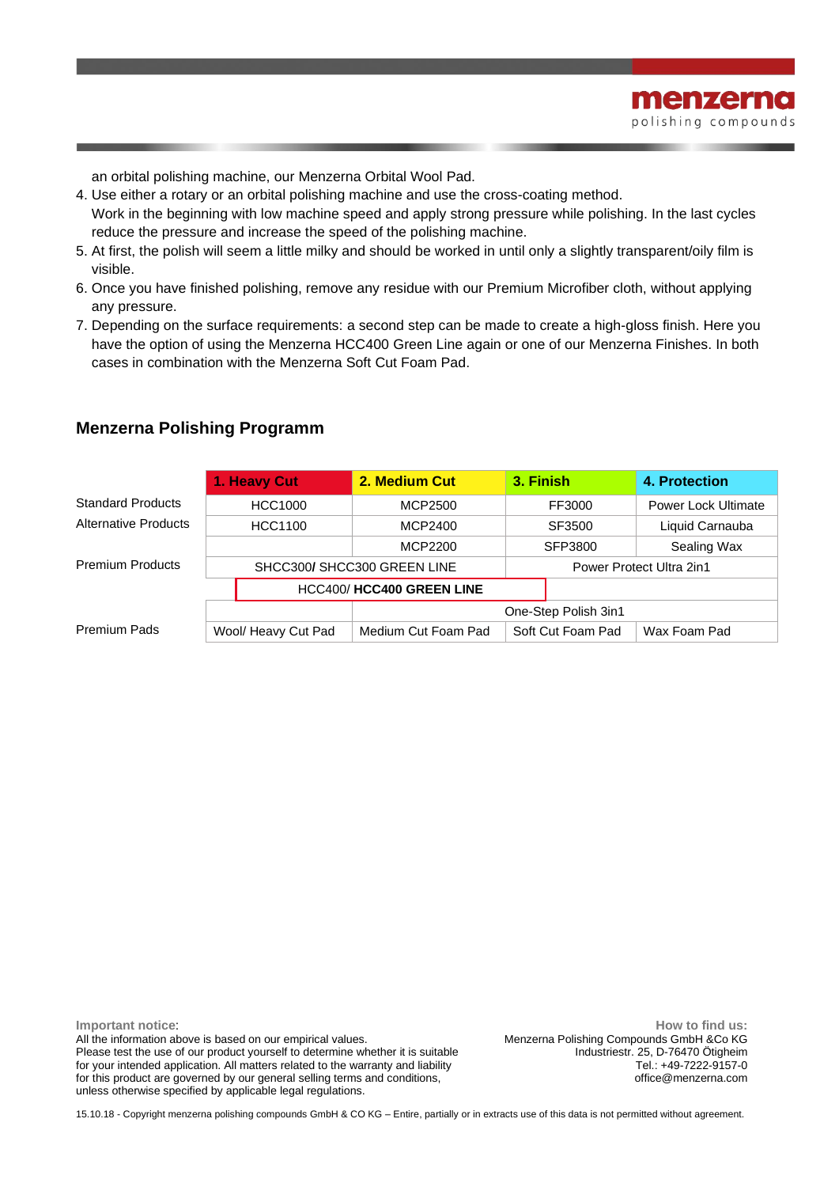an orbital polishing machine, our Menzerna Orbital Wool Pad.

4. Use either a rotary or an orbital polishing machine and use the cross-coating method.
   Work in the beginning with low machine speed and apply strong pressure while polishing. In the last cycles reduce the pressure and increase the speed of the polishing machine.
5. At first, the polish will seem a little milky and should be worked in until only a slightly transparent/oily film is visible.
6. Once you have finished polishing, remove any residue with our Premium Microfiber cloth, without applying any pressure.
7. Depending on the surface requirements: a second step can be made to create a high-gloss finish. Here you have the option of using the Menzerna HCC400 Green Line again or one of our Menzerna Finishes. In both cases in combination with the Menzerna Soft Cut Foam Pad.

## Menzerna Polishing Programm

| | 1. Heavy Cut | 2. Medium Cut | 3. Finish | 4. Protection |
|---|---|---|---|---|
| Standard Products | HCC1000 | MCP2500 | FF3000 | Power Lock Ultimate |
| Alternative Products | HCC1100 | MCP2400 | SF3500 | Liquid Carnauba |
| | | MCP2200 | SFP3800 | Sealing Wax |
| Premium Products | SHCC300**/** SHCC300 GREEN LINE | | Power Protect Ultra 2in1 | |
| | HCC400/ **HCC400 GREEN LINE** | | | |
| | | One-Step Polish 3in1 | | |
| Premium Pads | Wool/ Heavy Cut Pad | Medium Cut Foam Pad | Soft Cut Foam Pad | Wax Foam Pad |

**Important notice:**
All the information above is based on our empirical values.
Please test the use of our product yourself to determine whether it is suitable for your intended application. All matters related to the warranty and liability for this product are governed by our general selling terms and conditions, unless otherwise specified by applicable legal regulations.

**How to find us:**
Menzerna Polishing Compounds GmbH &Co KG
Industriestr. 25, D-76470 Ötigheim
Tel.: +49-7222-9157-0
office@menzerna.com

15.10.18 - Copyright menzerna polishing compounds GmbH & CO KG – Entire, partially or in extracts use of this data is not permitted without agreement.